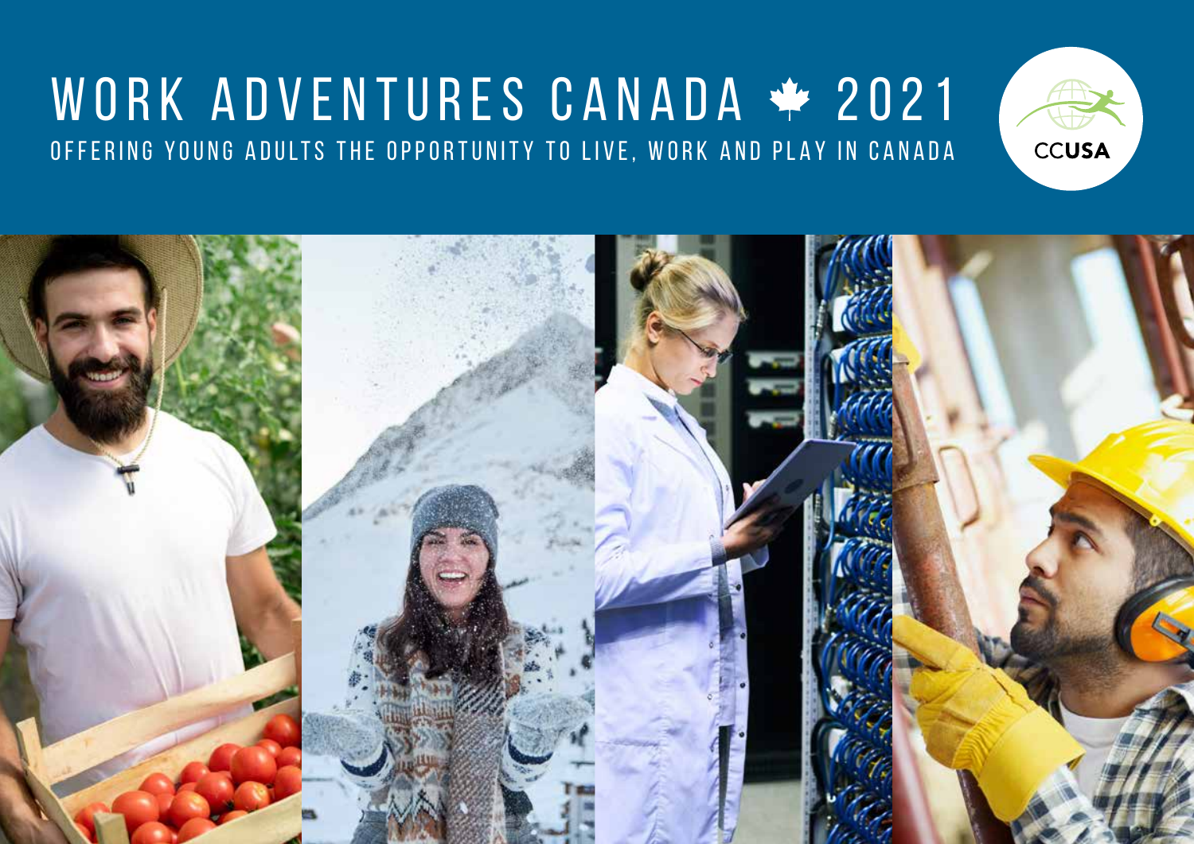# WORK ADVENTURES CANADA 2021

OFFERING YOUNG ADULTS THE OPPORTUNITY TO LIVE, WORK AND PLAY IN CANADA

CCUSA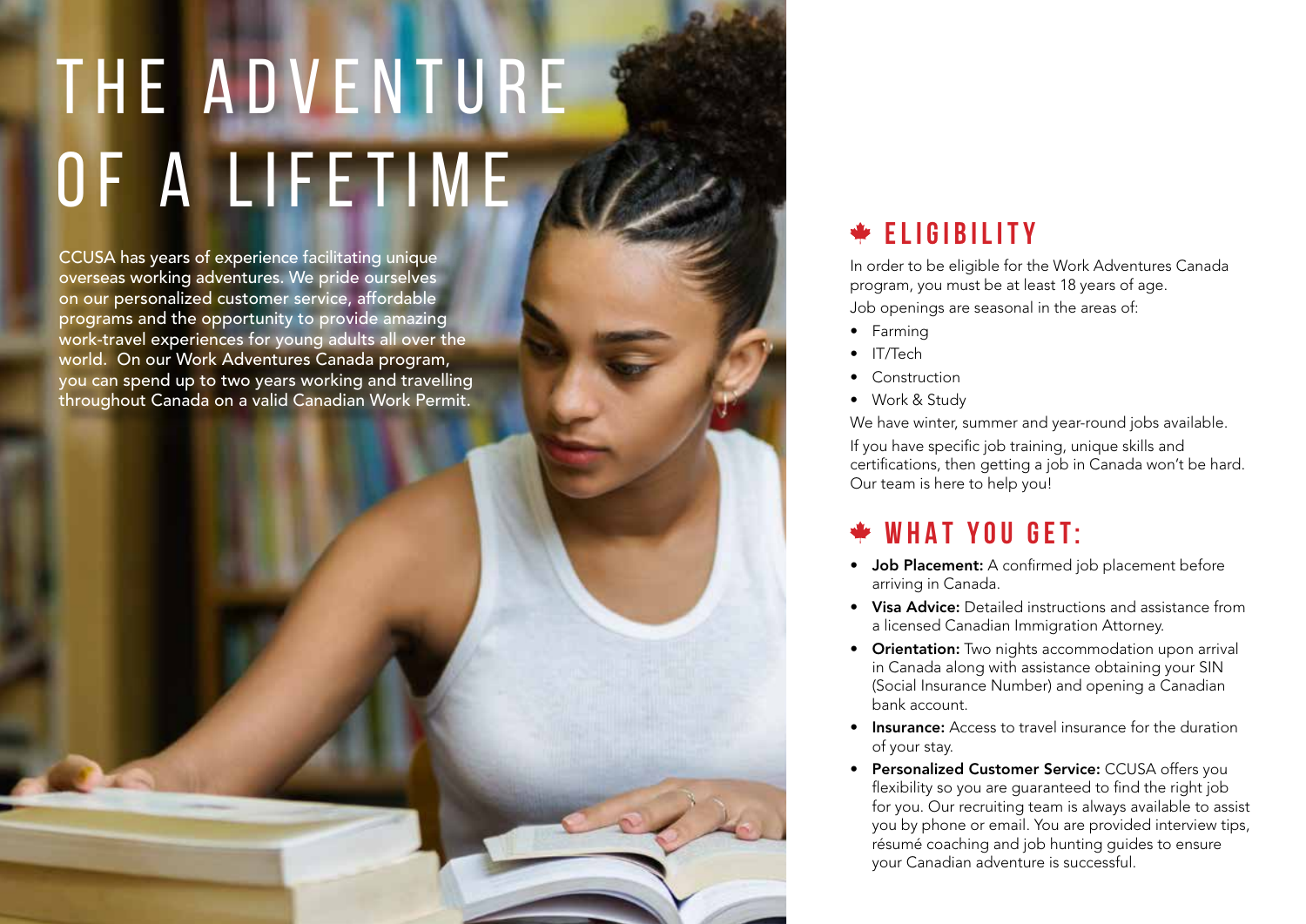# THE ADVENTURE OF A LIFETIME

CCUSA has years of experience facilitating unique overseas working adventures. We pride ourselves on our personalized customer service, affordable programs and the opportunity to provide amazing work-travel experiences for young adults all over the world. On our Work Adventures Canada program, you can spend up to two years working and travelling throughout Canada on a valid Canadian Work Permit.

## ELIGIBILITY

In order to be eligible for the Work Adventures Canada program, you must be at least 18 years of age.

Job openings are seasonal in the areas of:

- Farming
- IT/Tech
- Construction
- Work & Study

We have winter, summer and year-round jobs available.

If you have specific job training, unique skills and certifications, then getting a job in Canada won't be hard. Our team is here to help you!

## WHAT YOU GET:

- **Job Placement:** A confirmed job placement before arriving in Canada.
- **Visa Advice:** Detailed instructions and assistance from a licensed Canadian Immigration Attorney.
- **Orientation:** Two nights accommodation upon arrival in Canada along with assistance obtaining your SIN (Social Insurance Number) and opening a Canadian bank account.
- **Insurance:** Access to travel insurance for the duration of your stay.
- **Personalized Customer Service:** CCUSA offers you flexibility so you are guaranteed to find the right job for you. Our recruiting team is always available to assist you by phone or email. You are provided interview tips, résumé coaching and job hunting guides to ensure your Canadian adventure is successful.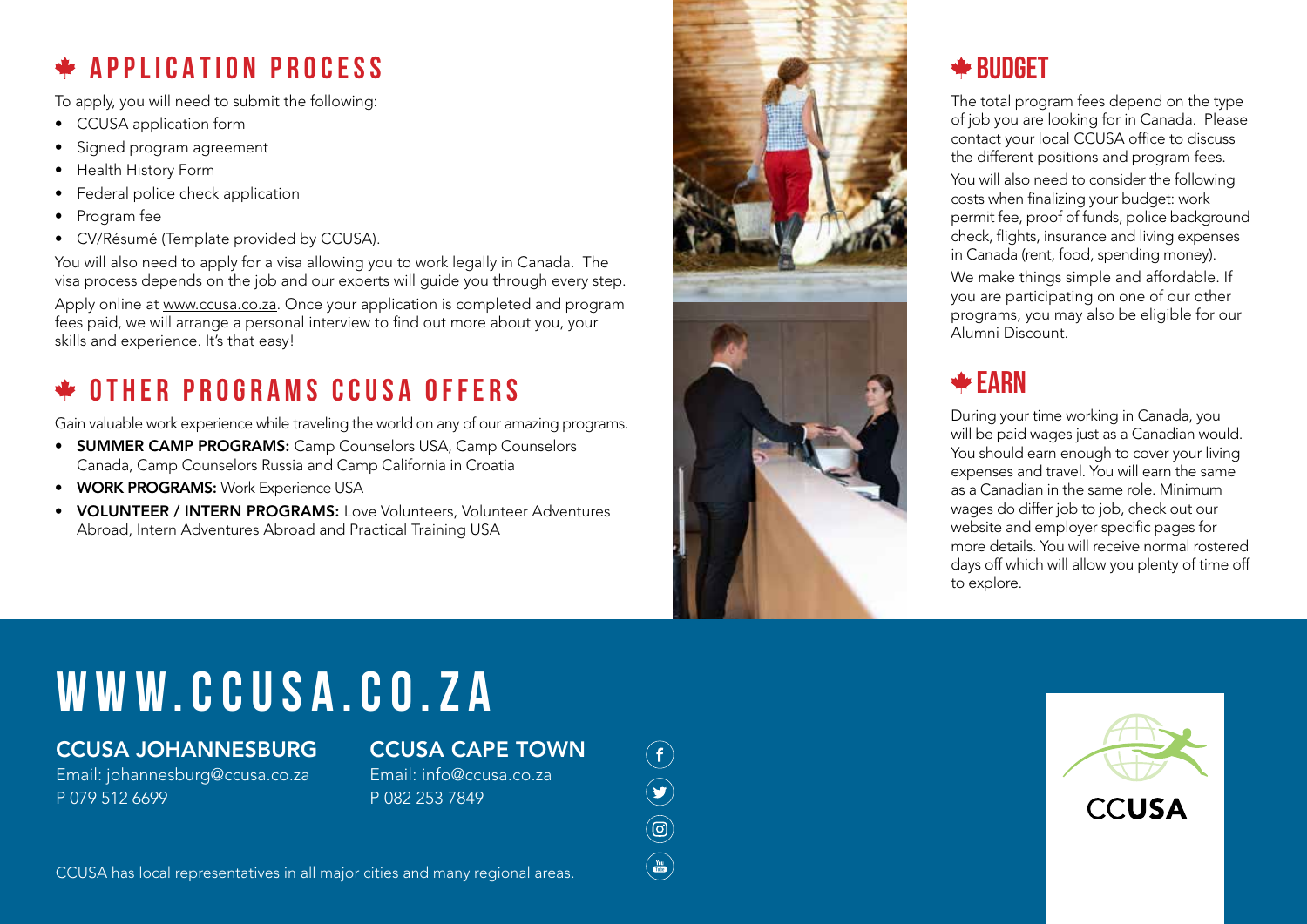## APPLICATION PROCESS

To apply, you will need to submit the following:

- CCUSA application form
- Signed program agreement
- Health History Form
- Federal police check application
- Program fee
- CV/Résumé (Template provided by CCUSA).

You will also need to apply for a visa allowing you to work legally in Canada. The visa process depends on the job and our experts will guide you through every step.

Apply online at www.ccusa.co.za. Once your application is completed and program fees paid, we will arrange a personal interview to find out more about you, your skills and experience. It's that easy!

## OTHER PROGRAMS CCUSA OFFERS

Gain valuable work experience while traveling the world on any of our amazing programs.

- **SUMMER CAMP PROGRAMS:** Camp Counselors USA, Camp Counselors Canada, Camp Counselors Russia and Camp California in Croatia
- **WORK PROGRAMS:** Work Experience USA
- **VOLUNTEER / INTERN PROGRAMS:** Love Volunteers, Volunteer Adventures Abroad, Intern Adventures Abroad and Practical Training USA

## BUDGET

The total program fees depend on the type of job you are looking for in Canada. Please contact your local CCUSA office to discuss the different positions and program fees.

You will also need to consider the following costs when finalizing your budget: work permit fee, proof of funds, police background check, flights, insurance and living expenses in Canada (rent, food, spending money).

We make things simple and affordable. If you are participating on one of our other programs, you may also be eligible for our Alumni Discount.

## EARN

During your time working in Canada, you will be paid wages just as a Canadian would. You should earn enough to cover your living expenses and travel. You will earn the same as a Canadian in the same role. Minimum wages do differ job to job, check out our website and employer specific pages for more details. You will receive normal rostered days off which will allow you plenty of time off to explore.

# WWW.CCUSA.CO.ZA

**CCUSA JOHANNESBURG**
Email: johannesburg@ccusa.co.za
P 079 512 6699

**CCUSA CAPE TOWN**
Email: info@ccusa.co.za
P 082 253 7849

CCUSA has local representatives in all major cities and many regional areas.

CCUSA